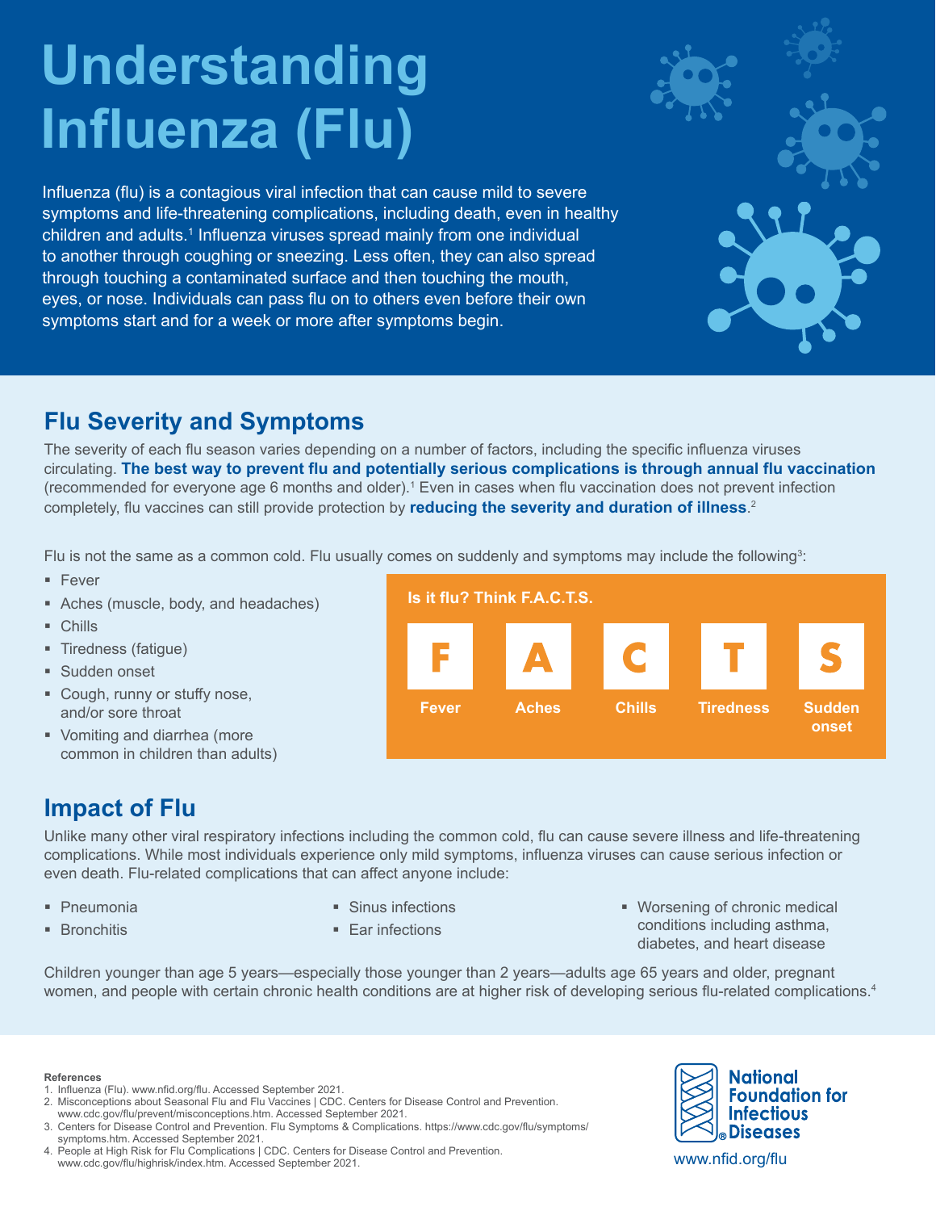# Understanding Influenza (Flu)

Influenza (flu) is a contagious viral infection that can cause mild to severe symptoms and life-threatening complications, including death, even in healthy children and adults.[1] Influenza viruses spread mainly from one individual to another through coughing or sneezing. Less often, they can also spread through touching a contaminated surface and then touching the mouth, eyes, or nose. Individuals can pass flu on to others even before their own symptoms start and for a week or more after symptoms begin.

## Flu Severity and Symptoms

The severity of each flu season varies depending on a number of factors, including the specific influenza viruses circulating. **The best way to prevent flu and potentially serious complications is through annual flu vaccination** (recommended for everyone age 6 months and older).[1] Even in cases when flu vaccination does not prevent infection completely, flu vaccines can still provide protection by **reducing the severity and duration of illness**.[2]

Flu is not the same as a common cold. Flu usually comes on suddenly and symptoms may include the following[3]:

- Fever
- Aches (muscle, body, and headaches)
- Chills
- Tiredness (fatigue)
- Sudden onset
- Cough, runny or stuffy nose, and/or sore throat
- Vomiting and diarrhea (more common in children than adults)

**Is it flu? Think F.A.C.T.S.**

- **F** – Fever
- **A** – Aches
- **C** – Chills
- **T** – Tiredness
- **S** – Sudden onset

## Impact of Flu

Unlike many other viral respiratory infections including the common cold, flu can cause severe illness and life-threatening complications. While most individuals experience only mild symptoms, influenza viruses can cause serious infection or even death. Flu-related complications that can affect anyone include:

- Pneumonia
- Bronchitis
- Sinus infections
- Ear infections
- Worsening of chronic medical conditions including asthma, diabetes, and heart disease

Children younger than age 5 years—especially those younger than 2 years—adults age 65 years and older, pregnant women, and people with certain chronic health conditions are at higher risk of developing serious flu-related complications.[4]

**References**

1. Influenza (Flu). www.nfid.org/flu. Accessed September 2021.
2. Misconceptions about Seasonal Flu and Flu Vaccines | CDC. Centers for Disease Control and Prevention. www.cdc.gov/flu/prevent/misconceptions.htm. Accessed September 2021.
3. Centers for Disease Control and Prevention. Flu Symptoms & Complications. https://www.cdc.gov/flu/symptoms/symptoms.htm. Accessed September 2021.
4. People at High Risk for Flu Complications | CDC. Centers for Disease Control and Prevention. www.cdc.gov/flu/highrisk/index.htm. Accessed September 2021.

National Foundation for Infectious Diseases®

www.nfid.org/flu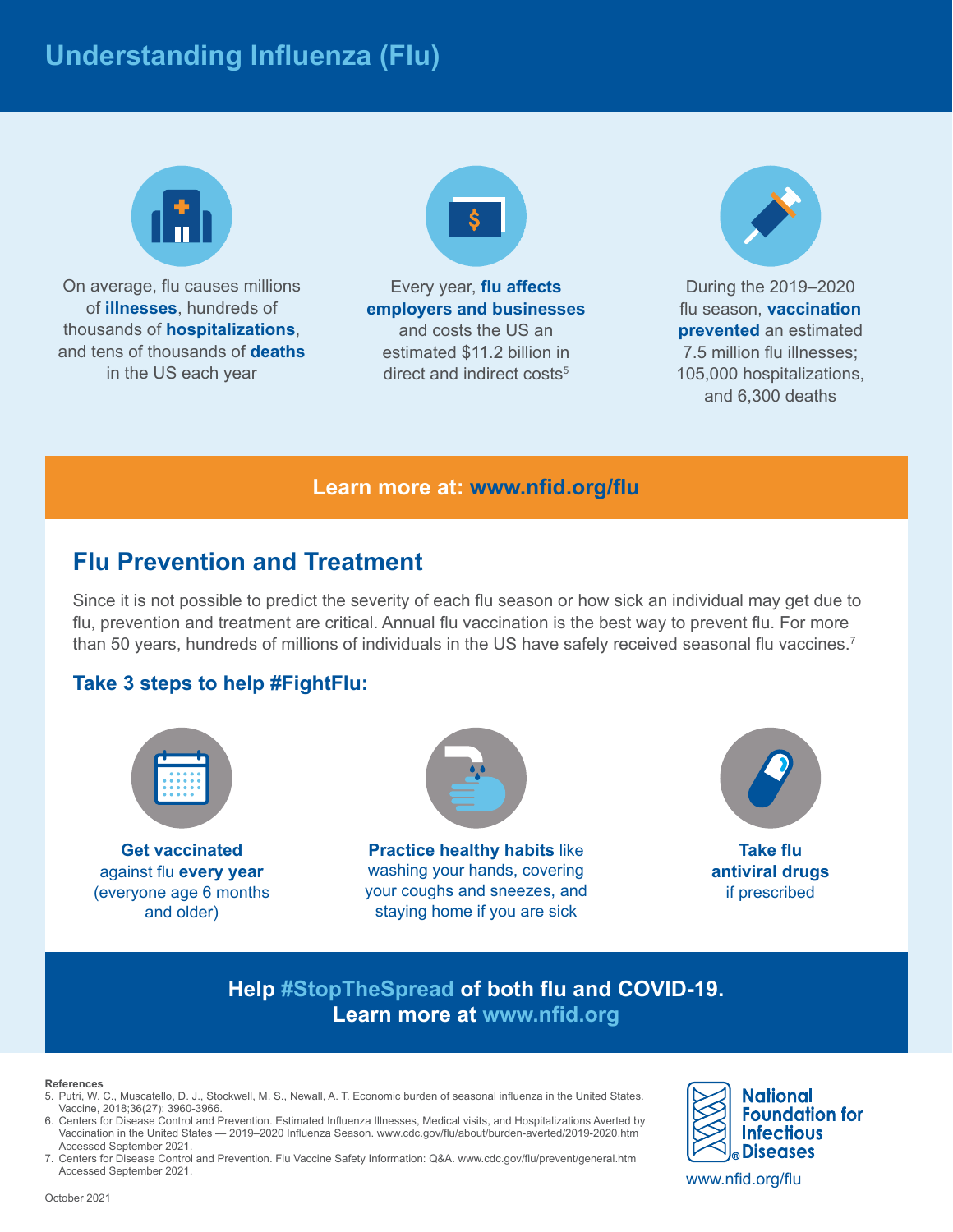# Understanding Influenza (Flu)

On average, flu causes millions of **illnesses**, hundreds of thousands of **hospitalizations**, and tens of thousands of **deaths** in the US each year

Every year, **flu affects employers and businesses** and costs the US an estimated $11.2 billion in direct and indirect costs[5]

During the 2019–2020 flu season, **vaccination prevented** an estimated 7.5 million flu illnesses; 105,000 hospitalizations, and 6,300 deaths

**Learn more at: www.nfid.org/flu**

## Flu Prevention and Treatment

Since it is not possible to predict the severity of each flu season or how sick an individual may get due to flu, prevention and treatment are critical. Annual flu vaccination is the best way to prevent flu. For more than 50 years, hundreds of millions of individuals in the US have safely received seasonal flu vaccines.[7]

### Take 3 steps to help #FightFlu:

**Get vaccinated** against flu **every year** (everyone age 6 months and older)

**Practice healthy habits** like washing your hands, covering your coughs and sneezes, and staying home if you are sick

**Take flu antiviral drugs** if prescribed

**Help #StopTheSpread of both flu and COVID-19.**
**Learn more at www.nfid.org**

**References**

5. Putri, W. C., Muscatello, D. J., Stockwell, M. S., Newall, A. T. Economic burden of seasonal influenza in the United States. Vaccine, 2018;36(27): 3960-3966.
6. Centers for Disease Control and Prevention. Estimated Influenza Illnesses, Medical visits, and Hospitalizations Averted by Vaccination in the United States — 2019–2020 Influenza Season. www.cdc.gov/flu/about/burden-averted/2019-2020.htm Accessed September 2021.
7. Centers for Disease Control and Prevention. Flu Vaccine Safety Information: Q&A. www.cdc.gov/flu/prevent/general.htm Accessed September 2021.

National Foundation for Infectious Diseases®
www.nfid.org/flu

October 2021